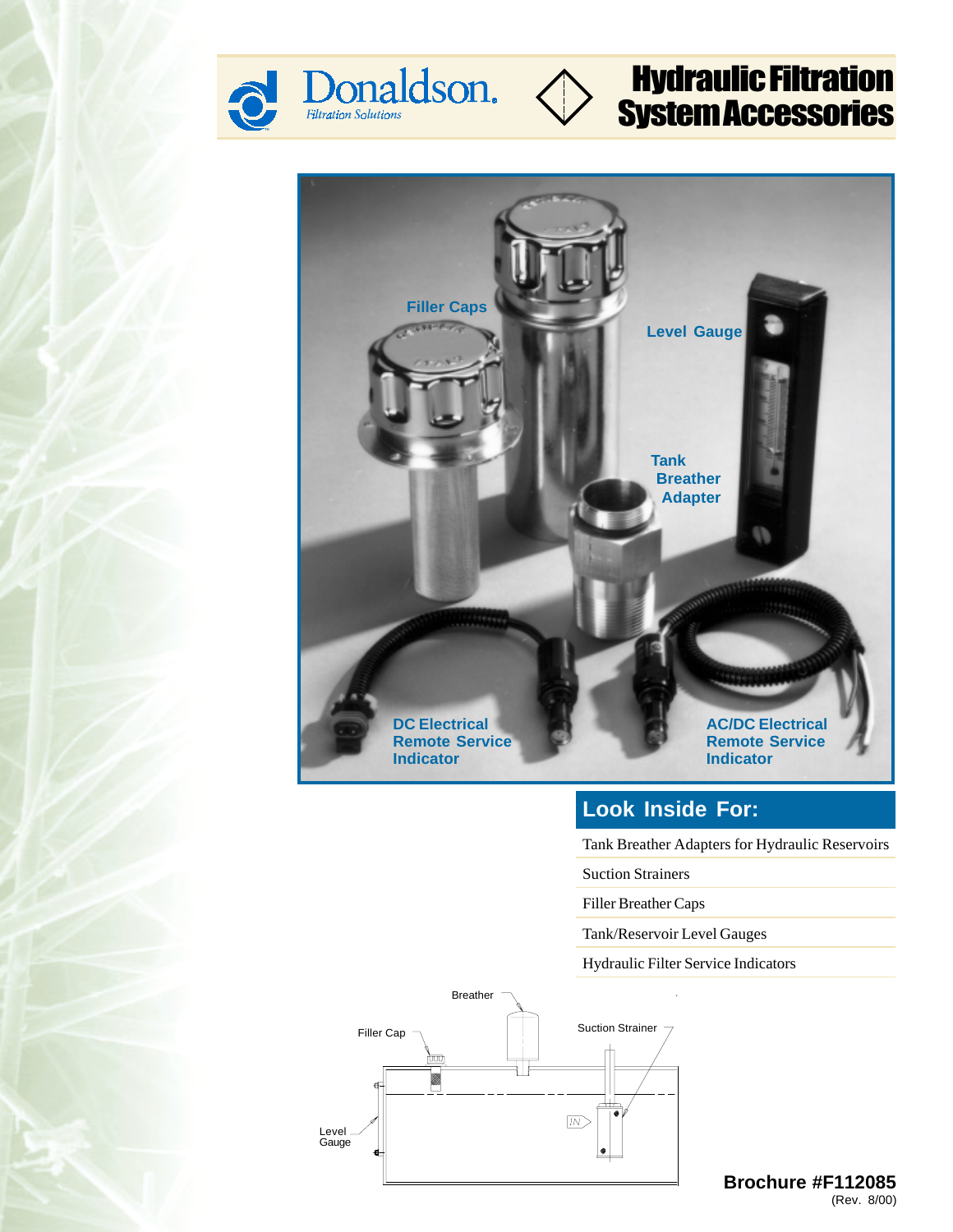# Donaldson. Filtration Solutions

# Hydraulic Filtration System Accessories

Filler Caps

Level Gauge

Tank Breather Adapter

DC Electrical Remote Service Indicator

AC/DC Electrical Remote Service Indicator

## Look Inside For:

- Tank Breather Adapters for Hydraulic Reservoirs
- Suction Strainers
- Filler Breather Caps
- Tank/Reservoir Level Gauges
- Hydraulic Filter Service Indicators

Breather

Filler Cap

Suction Strainer

IN

Level Gauge

**Brochure #F112085**
(Rev. 8/00)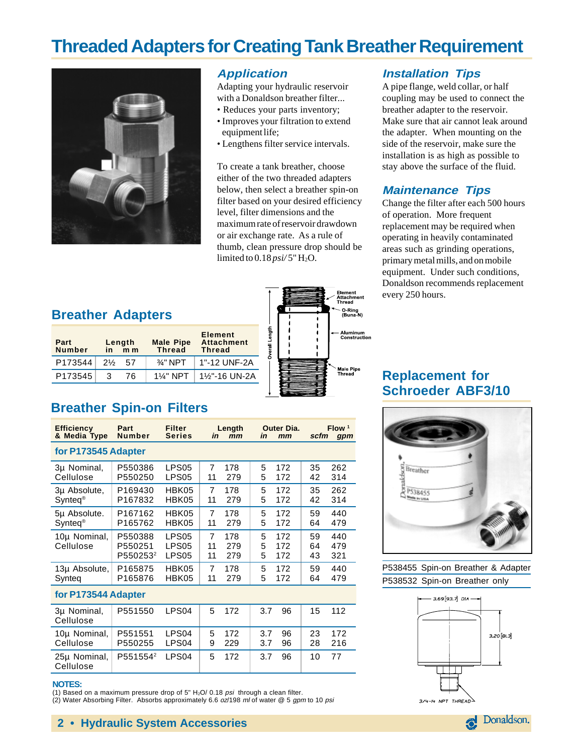# Threaded Adapters for Creating Tank Breather Requirement

## Application

Adapting your hydraulic reservoir with a Donaldson breather filter...

- Reduces your parts inventory;
- Improves your filtration to extend equipment life;
- Lengthens filter service intervals.

To create a tank breather, choose either of the two threaded adapters below, then select a breather spin-on filter based on your desired efficiency level, filter dimensions and the maximum rate of reservoir drawdown or air exchange rate. As a rule of thumb, clean pressure drop should be limited to 0.18 *psi*/ 5" $H_2O$.

## Installation Tips

A pipe flange, weld collar, or half coupling may be used to connect the breather adapter to the reservoir. Make sure that air cannot leak around the adapter. When mounting on the side of the reservoir, make sure the installation is as high as possible to stay above the surface of the fluid.

## Maintenance Tips

Change the filter after each 500 hours of operation. More frequent replacement may be required when operating in heavily contaminated areas such as grinding operations, primary metal mills, and on mobile equipment. Under such conditions, Donaldson recommends replacement every 250 hours.

## Breather Adapters

| Part Number | Length in | Length mm | Male Pipe Thread | Element Attachment Thread |
|---|---|---|---|---|
| P173544 | 2½ | 57 | ¾" NPT | 1"-12 UNF-2A |
| P173545 | 3 | 76 | 1¼" NPT | 1½"-16 UN-2A |

Element Attachment Thread — O-Ring (Buna-N) — Aluminum Construction — Male Pipe Thread — Overall Length

## Breather Spin-on Filters

| Efficiency & Media Type | Part Number | Filter Series | Length in | Length mm | Outer Dia. in | Outer Dia. mm | Flow [1] scfm | Flow [1] gpm |
|---|---|---|---|---|---|---|---|---|
| **for P173545 Adapter** | | | | | | | | |
| 3µ Nominal, Cellulose | P550386 | LPS05 | 7 | 178 | 5 | 172 | 35 | 262 |
| | P550250 | LPS05 | 11 | 279 | 5 | 172 | 42 | 314 |
| 3µ Absolute, Synteq® | P169430 | HBK05 | 7 | 178 | 5 | 172 | 35 | 262 |
| | P167832 | HBK05 | 11 | 279 | 5 | 172 | 42 | 314 |
| 5µ Absolute. Synteq® | P167162 | HBK05 | 7 | 178 | 5 | 172 | 59 | 440 |
| | P165762 | HBK05 | 11 | 279 | 5 | 172 | 64 | 479 |
| 10µ Nominal, Cellulose | P550388 | LPS05 | 7 | 178 | 5 | 172 | 59 | 440 |
| | P550251 | LPS05 | 11 | 279 | 5 | 172 | 64 | 479 |
| | P550253[2] | LPS05 | 11 | 279 | 5 | 172 | 43 | 321 |
| 13µ Absolute, Synteq | P165875 | HBK05 | 7 | 178 | 5 | 172 | 59 | 440 |
| | P165876 | HBK05 | 11 | 279 | 5 | 172 | 64 | 479 |
| **for P173544 Adapter** | | | | | | | | |
| 3µ Nominal, Cellulose | P551550 | LPS04 | 5 | 172 | 3.7 | 96 | 15 | 112 |
| 10µ Nominal, Cellulose | P551551 | LPS04 | 5 | 172 | 3.7 | 96 | 23 | 172 |
| | P550255 | LPS04 | 9 | 229 | 3.7 | 96 | 28 | 216 |
| 25µ Nominal, Cellulose | P551554[2] | LPS04 | 5 | 172 | 3.7 | 96 | 10 | 77 |

**NOTES:**

(1) Based on a maximum pressure drop of 5" $H_2O$/ 0.18 *psi* through a clean filter.
(2) Water Absorbing Filter. Absorbs approximately 6.6 *oz*/198 *ml* of water @ 5 *gpm* to 10 *psi*

## Replacement for Schroeder ABF3/10

P538455 Spin-on Breather & Adapter

P538532 Spin-on Breather only

3.69 [93.7] DIA — 3.20 [81.3] — 3/4-14 NPT THREAD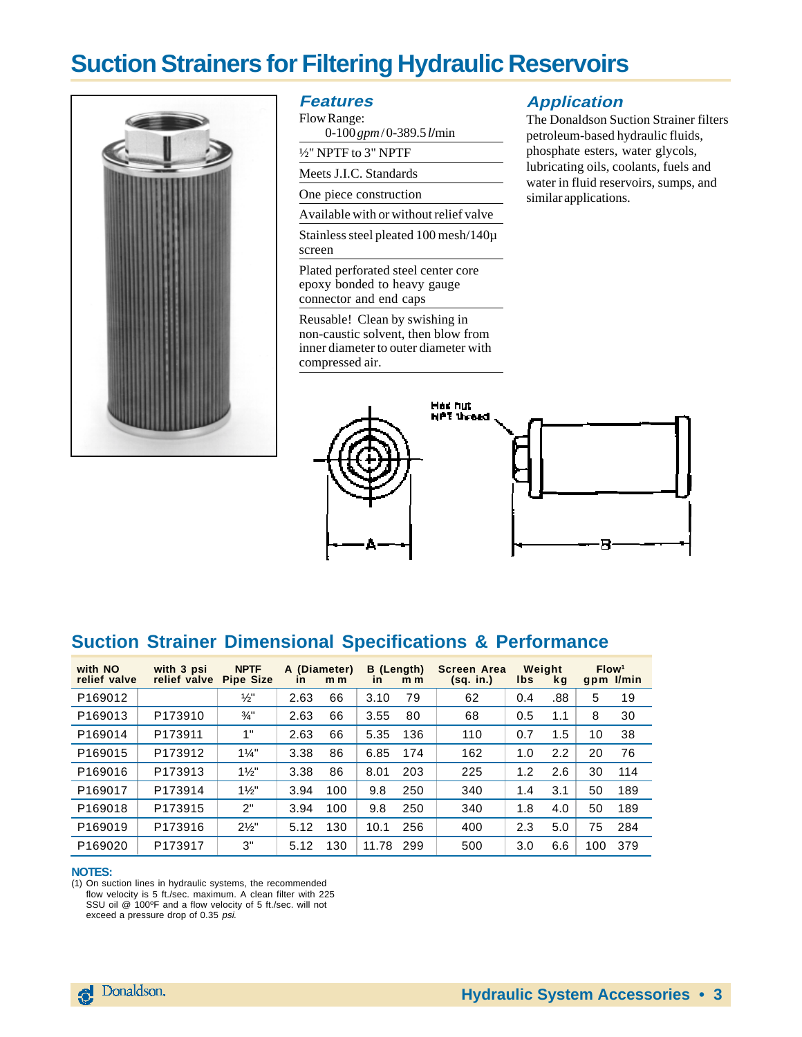# Suction Strainers for Filtering Hydraulic Reservoirs

### *Features*

- Flow Range: 0-100 *gpm* / 0-389.5 *l*/min
- ½" NPTF to 3" NPTF
- Meets J.I.C. Standards
- One piece construction
- Available with or without relief valve
- Stainless steel pleated 100 mesh/140μ screen
- Plated perforated steel center core epoxy bonded to heavy gauge connector and end caps
- Reusable! Clean by swishing in non-caustic solvent, then blow from inner diameter to outer diameter with compressed air.

### *Application*

The Donaldson Suction Strainer filters petroleum-based hydraulic fluids, phosphate esters, water glycols, lubricating oils, coolants, fuels and water in fluid reservoirs, sumps, and similar applications.

Hex nut NPT thread

A

B

## Suction Strainer Dimensional Specifications & Performance

| with NO relief valve | with 3 psi relief valve | NPTF Pipe Size | A (Diameter) in | mm | B (Length) in | mm | Screen Area (sq. in.) | Weight lbs | kg | Flow[1] gpm | l/min |
|---|---|---|---|---|---|---|---|---|---|---|---|
| P169012 | | ½" | 2.63 | 66 | 3.10 | 79 | 62 | 0.4 | .88 | 5 | 19 |
| P169013 | P173910 | ¾" | 2.63 | 66 | 3.55 | 80 | 68 | 0.5 | 1.1 | 8 | 30 |
| P169014 | P173911 | 1" | 2.63 | 66 | 5.35 | 136 | 110 | 0.7 | 1.5 | 10 | 38 |
| P169015 | P173912 | 1¼" | 3.38 | 86 | 6.85 | 174 | 162 | 1.0 | 2.2 | 20 | 76 |
| P169016 | P173913 | 1½" | 3.38 | 86 | 8.01 | 203 | 225 | 1.2 | 2.6 | 30 | 114 |
| P169017 | P173914 | 1½" | 3.94 | 100 | 9.8 | 250 | 340 | 1.4 | 3.1 | 50 | 189 |
| P169018 | P173915 | 2" | 3.94 | 100 | 9.8 | 250 | 340 | 1.8 | 4.0 | 50 | 189 |
| P169019 | P173916 | 2½" | 5.12 | 130 | 10.1 | 256 | 400 | 2.3 | 5.0 | 75 | 284 |
| P169020 | P173917 | 3" | 5.12 | 130 | 11.78 | 299 | 500 | 3.0 | 6.6 | 100 | 379 |

**NOTES:**

(1) On suction lines in hydraulic systems, the recommended flow velocity is 5 ft./sec. maximum. A clean filter with 225 SSU oil @ 100ºF and a flow velocity of 5 ft./sec. will not exceed a pressure drop of 0.35 *psi*.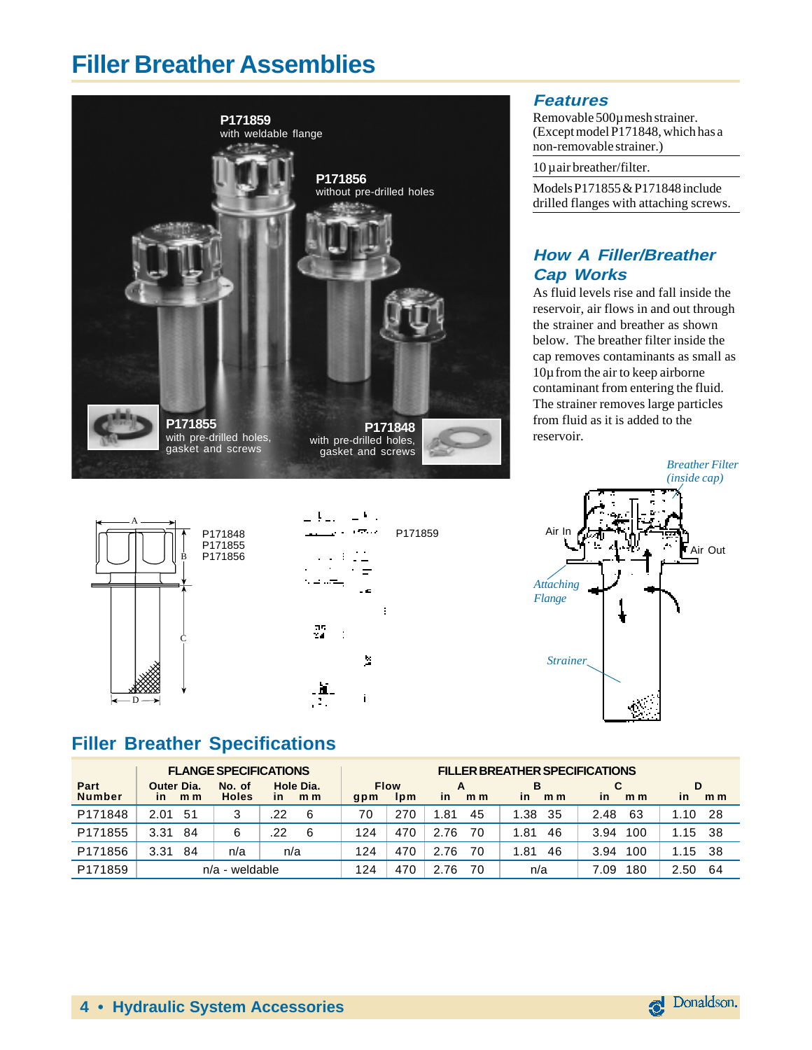# Filler Breather Assemblies

P171859
with weldable flange

P171856
without pre-drilled holes

P171855
with pre-drilled holes, gasket and screws

P171848
with pre-drilled holes, gasket and screws

### *Features*

Removable 500µ mesh strainer. (Except model P171848, which has a non-removable strainer.)

10 µ air breather/filter.

Models P171855 & P171848 include drilled flanges with attaching screws.

### *How A Filler/Breather Cap Works*

As fluid levels rise and fall inside the reservoir, air flows in and out through the strainer and breather as shown below. The breather filter inside the cap removes contaminants as small as 10µ from the air to keep airborne contaminant from entering the fluid. The strainer removes large particles from fluid as it is added to the reservoir.

P171848
P171855
P171856

P171859

*Breather Filter (inside cap)*

Air In

Air Out

*Attaching Flange*

*Strainer*

## Filler Breather Specifications

| Part Number | FLANGE SPECIFICATIONS | | | | | FILLER BREATHER SPECIFICATIONS | | | | | | | | | |
|---|---|---|---|---|---|---|---|---|---|---|---|---|---|---|---|
| | Outer Dia. | | No. of Holes | Hole Dia. | | Flow | | A | | B | | C | | D | |
| | in | mm | | in | mm | gpm | lpm | in | mm | in | mm | in | mm | in | mm |
| P171848 | 2.01 | 51 | 3 | .22 | 6 | 70 | 270 | 1.81 | 45 | 1.38 | 35 | 2.48 | 63 | 1.10 | 28 |
| P171855 | 3.31 | 84 | 6 | .22 | 6 | 124 | 470 | 2.76 | 70 | 1.81 | 46 | 3.94 | 100 | 1.15 | 38 |
| P171856 | 3.31 | 84 | n/a | n/a | | 124 | 470 | 2.76 | 70 | 1.81 | 46 | 3.94 | 100 | 1.15 | 38 |
| P171859 | n/a - weldable | | | | | 124 | 470 | 2.76 | 70 | n/a | | 7.09 | 180 | 2.50 | 64 |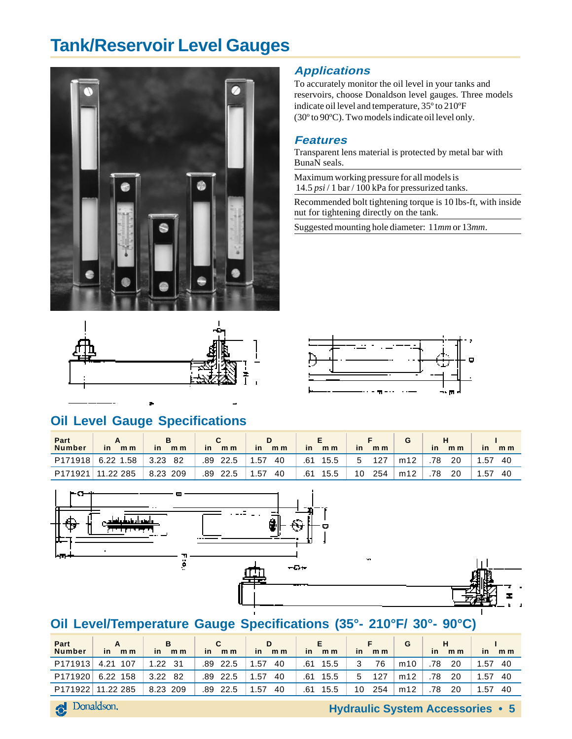# Tank/Reservoir Level Gauges

### *Applications*

To accurately monitor the oil level in your tanks and reservoirs, choose Donaldson level gauges. Three models indicate oil level and temperature, 35º to 210ºF (30º to 90ºC). Two models indicate oil level only.

### *Features*

Transparent lens material is protected by metal bar with BunaN seals.

Maximum working pressure for all models is 14.5 *psi* / 1 bar / 100 kPa for pressurized tanks.

Recommended bolt tightening torque is 10 lbs-ft, with inside nut for tightening directly on the tank.

Suggested mounting hole diameter: 11*mm* or 13*mm*.

## Oil Level Gauge Specifications

| Part Number | A | | B | | C | | D | | E | | F | | G | H | | I | |
|---|---|---|---|---|---|---|---|---|---|---|---|---|---|---|---|---|---|
| | in | mm | in | mm | in | mm | in | mm | in | mm | in | mm | | in | mm | in | mm |
| P171918 | 6.22 | 1.58 | 3.23 | 82 | .89 | 22.5 | 1.57 | 40 | .61 | 15.5 | 5 | 127 | m12 | .78 | 20 | 1.57 | 40 |
| P171921 | 11.22 | 285 | 8.23 | 209 | .89 | 22.5 | 1.57 | 40 | .61 | 15.5 | 10 | 254 | m12 | .78 | 20 | 1.57 | 40 |

## Oil Level/Temperature Gauge Specifications (35°- 210°F/ 30°- 90°C)

| Part Number | A | | B | | C | | D | | E | | F | | G | H | | I | |
|---|---|---|---|---|---|---|---|---|---|---|---|---|---|---|---|---|---|
| | in | mm | in | mm | in | mm | in | mm | in | mm | in | mm | | in | mm | in | mm |
| P171913 | 4.21 | 107 | 1.22 | 31 | .89 | 22.5 | 1.57 | 40 | .61 | 15.5 | 3 | 76 | m10 | .78 | 20 | 1.57 | 40 |
| P171920 | 6.22 | 158 | 3.22 | 82 | .89 | 22.5 | 1.57 | 40 | .61 | 15.5 | 5 | 127 | m12 | .78 | 20 | 1.57 | 40 |
| P171922 | 11.22 | 285 | 8.23 | 209 | .89 | 22.5 | 1.57 | 40 | .61 | 15.5 | 10 | 254 | m12 | .78 | 20 | 1.57 | 40 |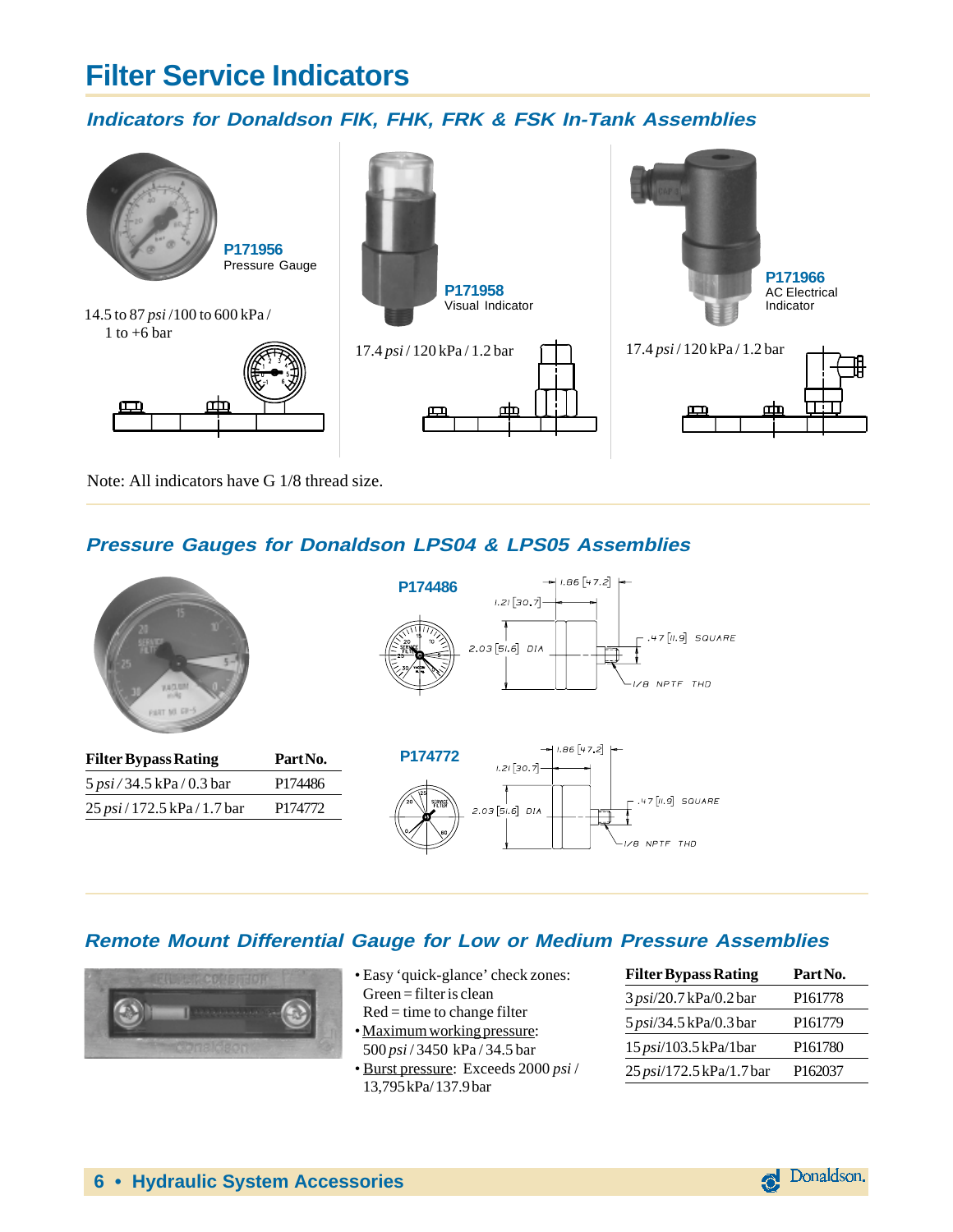# Filter Service Indicators

## *Indicators for Donaldson FIK, FHK, FRK & FSK In-Tank Assemblies*

**P171956**
Pressure Gauge

14.5 to 87 *psi* /100 to 600 kPa / 1 to +6 bar

**P171958**
Visual Indicator

17.4 *psi* / 120 kPa / 1.2 bar

**P171966**
AC Electrical Indicator

17.4 *psi* / 120 kPa / 1.2 bar

Note: All indicators have G 1/8 thread size.

## *Pressure Gauges for Donaldson LPS04 & LPS05 Assemblies*

| Filter Bypass Rating | Part No. |
|---|---|
| 5 *psi* / 34.5 kPa / 0.3 bar | P174486 |
| 25 *psi* / 172.5 kPa / 1.7 bar | P174772 |

**P174486**

1.86 [47.2]
1.21 [30.7]
2.03 [51.6] DIA
.47 [11.9] SQUARE
1/8 NPTF THD

**P174772**

1.86 [47.2]
1.21 [30.7]
2.03 [51.6] DIA
.47 [11.9] SQUARE
1/8 NPTF THD

## *Remote Mount Differential Gauge for Low or Medium Pressure Assemblies*

- Easy 'quick-glance' check zones:
  Green = filter is clean
  Red = time to change filter
- Maximum working pressure:
  500 *psi* / 3450 kPa / 34.5 bar
- Burst pressure: Exceeds 2000 *psi* / 13,795 kPa/ 137.9 bar

| Filter Bypass Rating | Part No. |
|---|---|
| 3 *psi*/20.7 kPa/0.2 bar | P161778 |
| 5 *psi*/34.5 kPa/0.3 bar | P161779 |
| 15 *psi*/103.5 kPa/1bar | P161780 |
| 25 *psi*/172.5 kPa/1.7 bar | P162037 |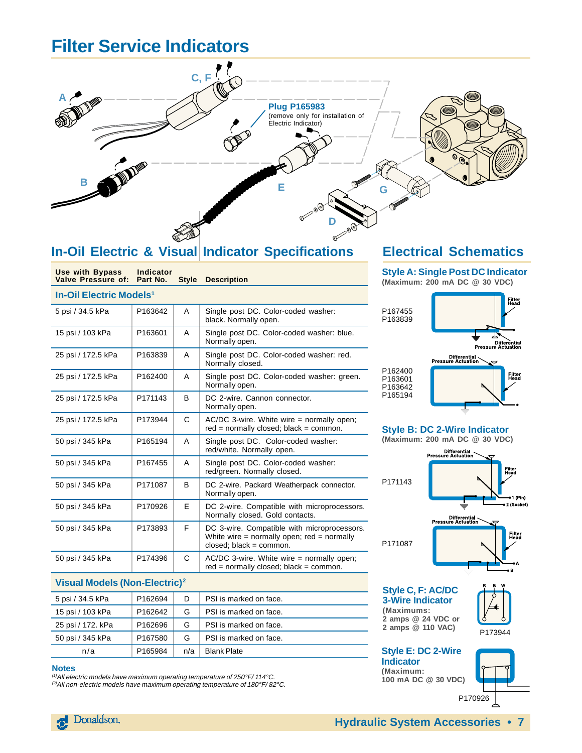# Filter Service Indicators

A

C, F

**Plug P165983**
(remove only for installation of Electric Indicator)

B

E

G

D

## In-Oil Electric & Visual Indicator Specifications

| Use with Bypass Valve Pressure of: | Indicator Part No. | Style | Description |
|---|---|---|---|
| **In-Oil Electric Models**[1] | | | |
| 5 psi / 34.5 kPa | P163642 | A | Single post DC. Color-coded washer: black. Normally open. |
| 15 psi / 103 kPa | P163601 | A | Single post DC. Color-coded washer: blue. Normally open. |
| 25 psi / 172.5 kPa | P163839 | A | Single post DC. Color-coded washer: red. Normally closed. |
| 25 psi / 172.5 kPa | P162400 | A | Single post DC. Color-coded washer: green. Normally open. |
| 25 psi / 172.5 kPa | P171143 | B | DC 2-wire. Cannon connector. Normally open. |
| 25 psi / 172.5 kPa | P173944 | C | AC/DC 3-wire. White wire = normally open; red = normally closed; black = common. |
| 50 psi / 345 kPa | P165194 | A | Single post DC. Color-coded washer: red/white. Normally open. |
| 50 psi / 345 kPa | P167455 | A | Single post DC. Color-coded washer: red/green. Normally closed. |
| 50 psi / 345 kPa | P171087 | B | DC 2-wire. Packard Weatherpack connector. Normally open. |
| 50 psi / 345 kPa | P170926 | E | DC 2-wire. Compatible with microprocessors. Normally closed. Gold contacts. |
| 50 psi / 345 kPa | P173893 | F | DC 3-wire. Compatible with microprocessors. White wire = normally open; red = normally closed; black = common. |
| 50 psi / 345 kPa | P174396 | C | AC/DC 3-wire. White wire = normally open; red = normally closed; black = common. |
| **Visual Models (Non-Electric)**[2] | | | |
| 5 psi / 34.5 kPa | P162694 | D | PSI is marked on face. |
| 15 psi / 103 kPa | P162642 | G | PSI is marked on face. |
| 25 psi / 172. kPa | P162696 | G | PSI is marked on face. |
| 50 psi / 345 kPa | P167580 | G | PSI is marked on face. |
| n/a | P165984 | n/a | Blank Plate |

**Notes**

*(1) All electric models have maximum operating temperature of 250°F/ 114°C.*
*(2) All non-electric models have maximum operating temperature of 180°F/ 82°C.*

## Electrical Schematics

### Style A: Single Post DC Indicator

**(Maximum: 200 mA DC @ 30 VDC)**

P167455
P163839

Filter Head
Differential Pressure Actuation

P162400
P163601
P163642
P165194

Differential Pressure Actuation
Filter Head

### Style B: DC 2-Wire Indicator

**(Maximum: 200 mA DC @ 30 VDC)**

P171143

Differential Pressure Actuation
Filter Head
1 (Pin)
2 (Socket)

P171087

Differential Pressure Actuation
Filter Head
A
B

### Style C, F: AC/DC 3-Wire Indicator

**(Maximums:
2 amps @ 24 VDC or
2 amps @ 110 VAC)**

R B W

P173944

### Style E: DC 2-Wire Indicator

**(Maximum:
100 mA DC @ 30 VDC)**

P170926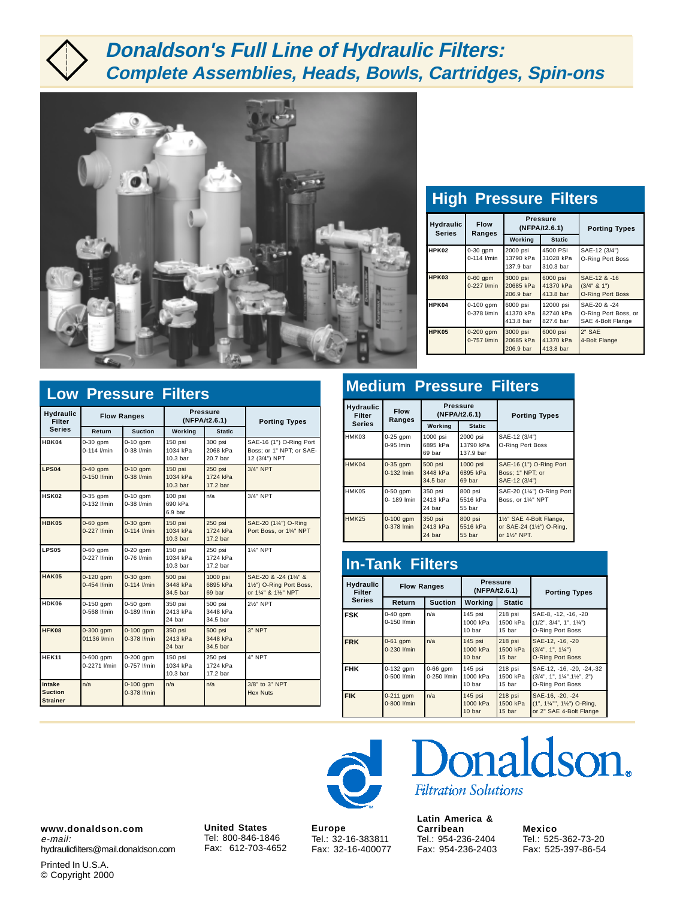# Donaldson's Full Line of Hydraulic Filters:
## Complete Assemblies, Heads, Bowls, Cartridges, Spin-ons

## High Pressure Filters

| Hydraulic Series | Flow Ranges | Pressure (NFPA/t2.6.1) | | Porting Types |
|---|---|---|---|---|
| | | Working | Static | |
| **HPK02** | 0-30 gpm<br>0-114 l/min | 2000 psi<br>13790 kPa<br>137.9 bar | 4500 PSI<br>31028 kPa<br>310.3 bar | SAE-12 (3/4")<br>O-Ring Port Boss |
| **HPK03** | 0-60 gpm<br>0-227 l/min | 3000 psi<br>20685 kPa<br>206.9 bar | 6000 psi<br>41370 kPa<br>413.8 bar | SAE-12 & -16<br>(3/4" & 1")<br>O-Ring Port Boss |
| **HPK04** | 0-100 gpm<br>0-378 l/min | 6000 psi<br>41370 kPa<br>413.8 bar | 12000 psi<br>82740 kPa<br>827.6 bar | SAE-20 & -24<br>O-Ring Port Boss, or<br>SAE 4-Bolt Flange |
| **HPK05** | 0-200 gpm<br>0-757 l/min | 3000 psi<br>20685 kPa<br>206.9 bar | 6000 psi<br>41370 kPa<br>413.8 bar | 2" SAE<br>4-Bolt Flange |

## Low Pressure Filters

| Hydraulic Filter Series | Flow Ranges | | Pressure (NFPA/t2.6.1) | | Porting Types |
|---|---|---|---|---|---|
| | Return | Suction | Working | Static | |
| **HBK04** | 0-30 gpm<br>0-114 l/min | 0-10 gpm<br>0-38 l/min | 150 psi<br>1034 kPa<br>10.3 bar | 300 psi<br>2068 kPa<br>20.7 bar | SAE-16 (1") O-Ring Port Boss; or 1" NPT; or SAE-12 (3/4") NPT |
| **LPS04** | 0-40 gpm<br>0-150 l/min | 0-10 gpm<br>0-38 l/min | 150 psi<br>1034 kPa<br>10.3 bar | 250 psi<br>1724 kPa<br>17.2 bar | 3/4" NPT |
| **HSK02** | 0-35 gpm<br>0-132 l/min | 0-10 gpm<br>0-38 l/min | 100 psi<br>690 kPa<br>6.9 bar | n/a | 3/4" NPT |
| **HBK05** | 0-60 gpm<br>0-227 l/min | 0-30 gpm<br>0-114 l/min | 150 psi<br>1034 kPa<br>10.3 bar | 250 psi<br>1724 kPa<br>17.2 bar | SAE-20 (1¼") O-Ring Port Boss, or 1¼" NPT |
| **LPS05** | 0-60 gpm<br>0-227 l/min | 0-20 gpm<br>0-76 l/min | 150 psi<br>1034 kPa<br>10.3 bar | 250 psi<br>1724 kPa<br>17.2 bar | 1¼" NPT |
| **HAK05** | 0-120 gpm<br>0-454 l/min | 0-30 gpm<br>0-114 l/min | 500 psi<br>3448 kPa<br>34.5 bar | 1000 psi<br>6895 kPa<br>69 bar | SAE-20 & -24 (1¼" & 1½") O-Ring Port Boss, or 1¼" & 1½" NPT |
| **HDK06** | 0-150 gpm<br>0-568 l/min | 0-50 gpm<br>0-189 l/min | 350 psi<br>2413 kPa<br>24 bar | 500 psi<br>3448 kPa<br>34.5 bar | 2½" NPT |
| **HFK08** | 0-300 gpm<br>01136 l/min | 0-100 gpm<br>0-378 l/min | 350 psi<br>2413 kPa<br>24 bar | 500 psi<br>3448 kPa<br>34.5 bar | 3" NPT |
| **HEK11** | 0-600 gpm<br>0-2271 l/min | 0-200 gpm<br>0-757 l/min | 150 psi<br>1034 kPa<br>10.3 bar | 250 psi<br>1724 kPa<br>17.2 bar | 4" NPT |
| **Intake Suction Strainer** | n/a | 0-100 gpm<br>0-378 l/min | n/a | n/a | 3/8" to 3" NPT<br>Hex Nuts |

## Medium Pressure Filters

| Hydraulic Filter Series | Flow Ranges | Pressure (NFPA/t2.6.1) | | Porting Types |
|---|---|---|---|---|
| | | Working | Static | |
| HMK03 | 0-25 gpm<br>0-95 lmin | 1000 psi<br>6895 kPa<br>69 bar | 2000 psi<br>13790 kPa<br>137.9 bar | SAE-12 (3/4")<br>O-Ring Port Boss |
| HMK04 | 0-35 gpm<br>0-132 lmin | 500 psi<br>3448 kPa<br>34.5 bar | 1000 psi<br>6895 kPa<br>69 bar | SAE-16 (1") O-Ring Port Boss; 1" NPT; or SAE-12 (3/4") |
| HMK05 | 0-50 gpm<br>0- 189 lmin | 350 psi<br>2413 kPa<br>24 bar | 800 psi<br>5516 kPa<br>55 bar | SAE-20 (1¼") O-Ring Port Boss, or 1¼" NPT |
| HMK25 | 0-100 gpm<br>0-378 lmin | 350 psi<br>2413 kPa<br>24 bar | 800 psi<br>5516 kPa<br>55 bar | 1½" SAE 4-Bolt Flange, or SAE-24 (1½") O-Ring, or 1½" NPT. |

## In-Tank Filters

| Hydraulic Filter Series | Flow Ranges | | Pressure (NFPA/t2.6.1) | | Porting Types |
|---|---|---|---|---|---|
| | Return | Suction | Working | Static | |
| **FSK** | 0-40 gpm<br>0-150 l/min | n/a | 145 psi<br>1000 kPa<br>10 bar | 218 psi<br>1500 kPa<br>15 bar | SAE-8, -12, -16, -20<br>(1/2", 3/4", 1", 1¼")<br>O-Ring Port Boss |
| **FRK** | 0-61 gpm<br>0-230 l/min | n/a | 145 psi<br>1000 kPa<br>10 bar | 218 psi<br>1500 kPa<br>15 bar | SAE-12, -16, -20<br>(3/4", 1", 1¼")<br>O-Ring Port Boss |
| **FHK** | 0-132 gpm<br>0-500 l/min | 0-66 gpm<br>0-250 l/min | 145 psi<br>1000 kPa<br>10 bar | 218 psi<br>1500 kPa<br>15 bar | SAE-12, -16, -20, -24,-32<br>(3/4", 1", 1¼",1½", 2")<br>O-Ring Port Boss |
| **FIK** | 0-211 gpm<br>0-800 l/min | n/a | 145 psi<br>1000 kPa<br>10 bar | 218 psi<br>1500 kPa<br>15 bar | SAE-16, -20, -24<br>(1", 1¼"", 1½") O-Ring,<br>or 2" SAE 4-Bolt Flange |

**Donaldson.**
*Filtration Solutions*

**www.donaldson.com**
*e-mail:*
hydraulicfilters@mail.donaldson.com

Printed In U.S.A.
© Copyright 2000

**United States**
Tel: 800-846-1846
Fax: 612-703-4652

**Europe**
Tel.: 32-16-383811
Fax: 32-16-400077

**Latin America & Carribean**
Tel.: 954-236-2404
Fax: 954-236-2403

**Mexico**
Tel.: 525-362-73-20
Fax: 525-397-86-54